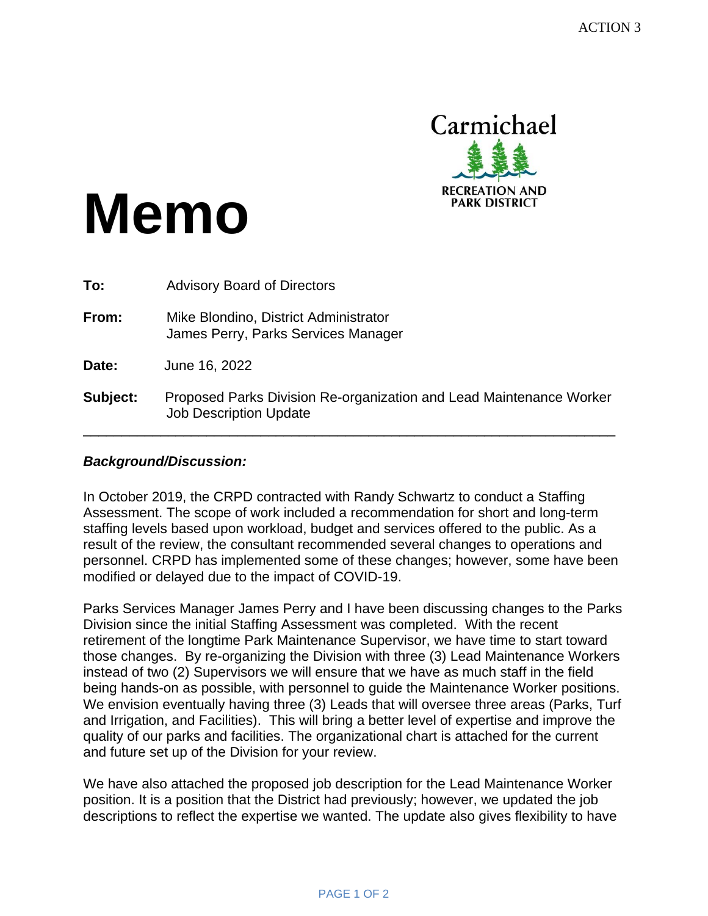ACTION 3

Carmichael
RECREATION AND PARK DISTRICT

# Memo

**To:** Advisory Board of Directors

**From:** Mike Blondino, District Administrator
James Perry, Parks Services Manager

**Date:** June 16, 2022

**Subject:** Proposed Parks Division Re-organization and Lead Maintenance Worker Job Description Update

---

***Background/Discussion:***

In October 2019, the CRPD contracted with Randy Schwartz to conduct a Staffing Assessment. The scope of work included a recommendation for short and long-term staffing levels based upon workload, budget and services offered to the public. As a result of the review, the consultant recommended several changes to operations and personnel. CRPD has implemented some of these changes; however, some have been modified or delayed due to the impact of COVID-19.

Parks Services Manager James Perry and I have been discussing changes to the Parks Division since the initial Staffing Assessment was completed. With the recent retirement of the longtime Park Maintenance Supervisor, we have time to start toward those changes. By re-organizing the Division with three (3) Lead Maintenance Workers instead of two (2) Supervisors we will ensure that we have as much staff in the field being hands-on as possible, with personnel to guide the Maintenance Worker positions. We envision eventually having three (3) Leads that will oversee three areas (Parks, Turf and Irrigation, and Facilities). This will bring a better level of expertise and improve the quality of our parks and facilities. The organizational chart is attached for the current and future set up of the Division for your review.

We have also attached the proposed job description for the Lead Maintenance Worker position. It is a position that the District had previously; however, we updated the job descriptions to reflect the expertise we wanted. The update also gives flexibility to have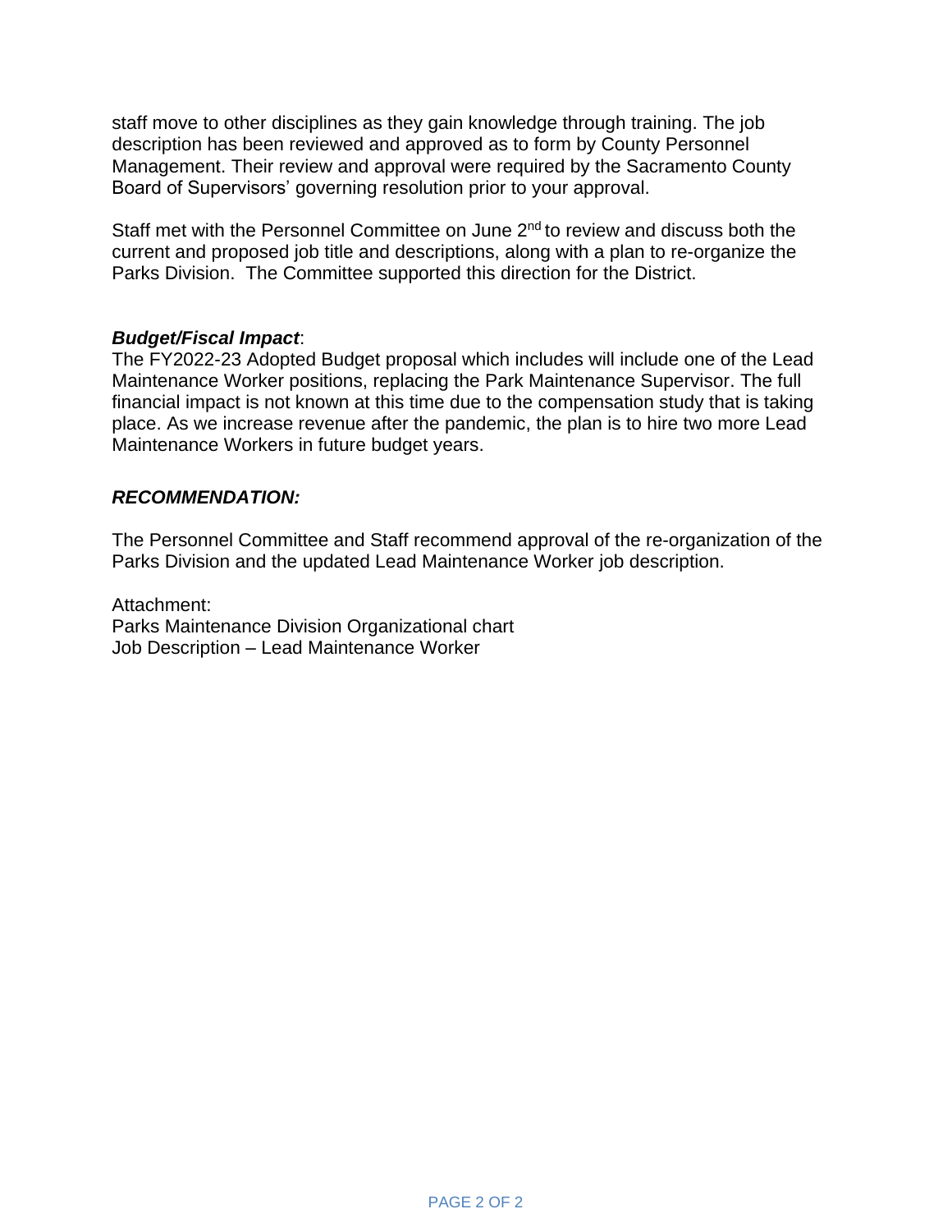staff move to other disciplines as they gain knowledge through training. The job description has been reviewed and approved as to form by County Personnel Management. Their review and approval were required by the Sacramento County Board of Supervisors' governing resolution prior to your approval.

Staff met with the Personnel Committee on June 2nd to review and discuss both the current and proposed job title and descriptions, along with a plan to re-organize the Parks Division. The Committee supported this direction for the District.

***Budget/Fiscal Impact***:

The FY2022-23 Adopted Budget proposal which includes will include one of the Lead Maintenance Worker positions, replacing the Park Maintenance Supervisor. The full financial impact is not known at this time due to the compensation study that is taking place. As we increase revenue after the pandemic, the plan is to hire two more Lead Maintenance Workers in future budget years.

***RECOMMENDATION:***

The Personnel Committee and Staff recommend approval of the re-organization of the Parks Division and the updated Lead Maintenance Worker job description.

Attachment:
Parks Maintenance Division Organizational chart
Job Description – Lead Maintenance Worker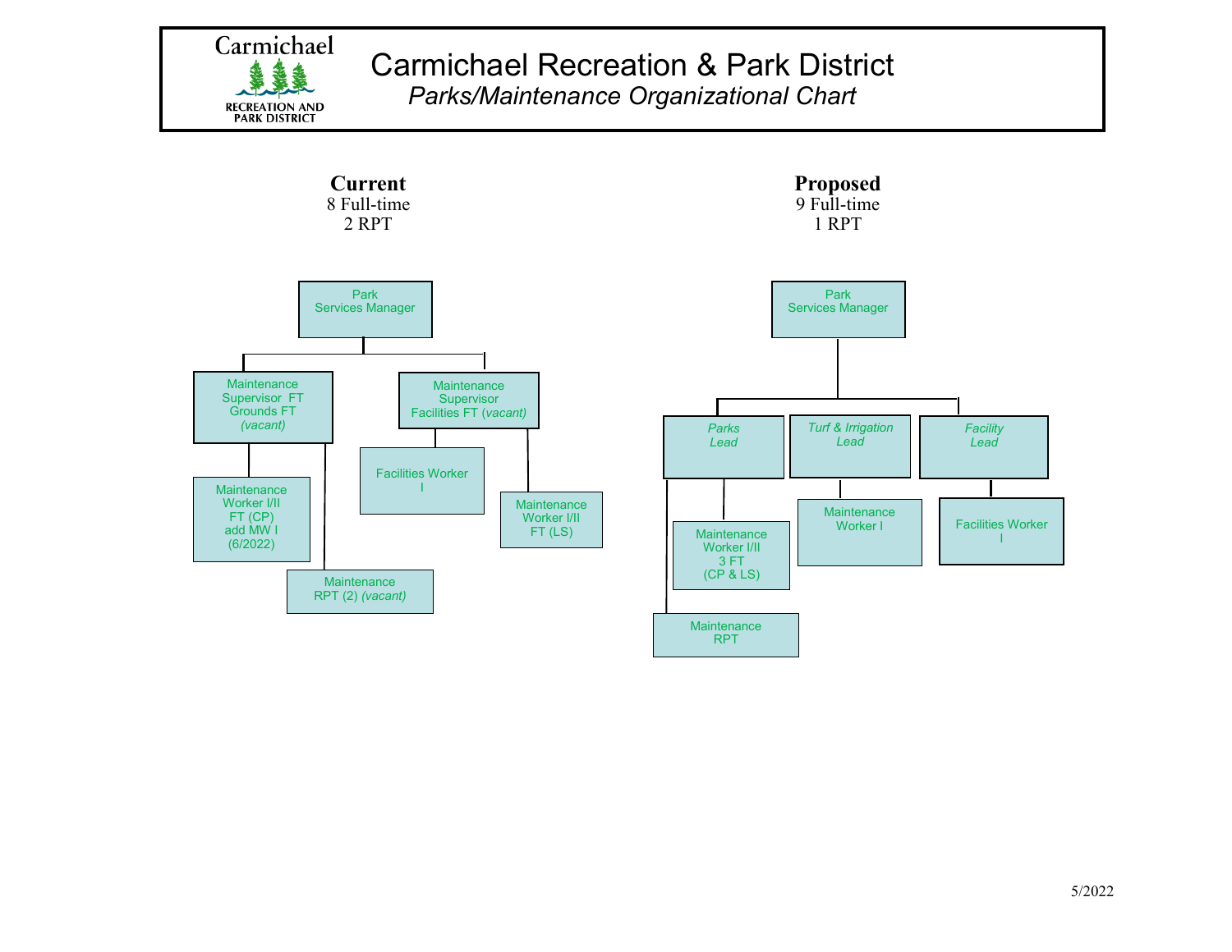# Carmichael Recreation & Park District

*Parks/Maintenance Organizational Chart*

## Current

8 Full-time
2 RPT

- Park Services Manager
  - Maintenance Supervisor FT Grounds FT *(vacant)*
    - Maintenance Worker I/II FT (CP) add MW I (6/2022)
    - Maintenance RPT (2) *(vacant)*
  - Maintenance Supervisor Facilities FT *(vacant)*
    - Facilities Worker I
    - Maintenance Worker I/II FT (LS)

## Proposed

9 Full-time
1 RPT

- Park Services Manager
  - *Parks Lead*
    - Maintenance Worker I/II 3 FT (CP & LS)
    - Maintenance RPT
  - *Turf & Irrigation Lead*
    - Maintenance Worker I
  - *Facility Lead*
    - Facilities Worker I

5/2022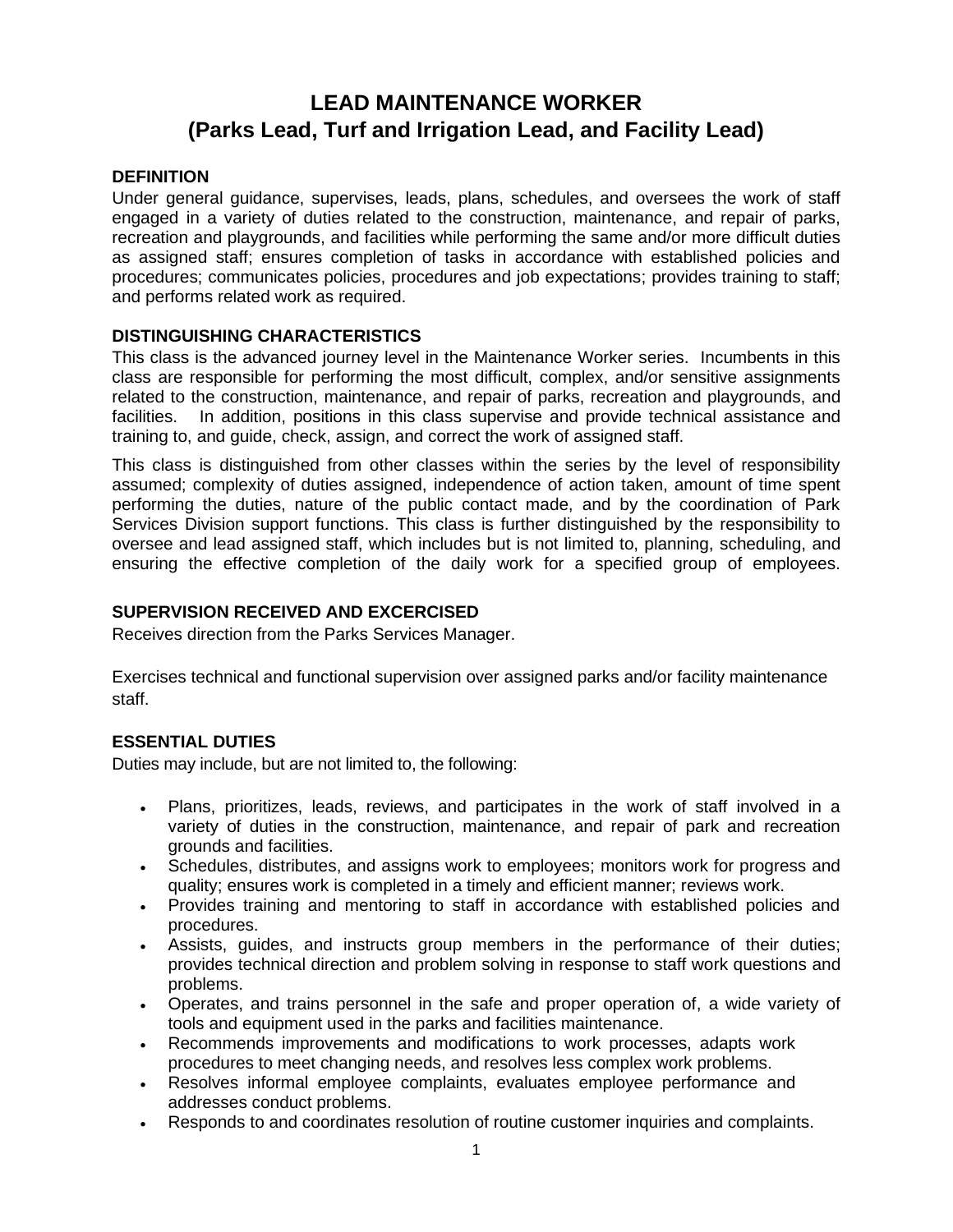# LEAD MAINTENANCE WORKER
## (Parks Lead, Turf and Irrigation Lead, and Facility Lead)

### DEFINITION

Under general guidance, supervises, leads, plans, schedules, and oversees the work of staff engaged in a variety of duties related to the construction, maintenance, and repair of parks, recreation and playgrounds, and facilities while performing the same and/or more difficult duties as assigned staff; ensures completion of tasks in accordance with established policies and procedures; communicates policies, procedures and job expectations; provides training to staff; and performs related work as required.

### DISTINGUISHING CHARACTERISTICS

This class is the advanced journey level in the Maintenance Worker series. Incumbents in this class are responsible for performing the most difficult, complex, and/or sensitive assignments related to the construction, maintenance, and repair of parks, recreation and playgrounds, and facilities. In addition, positions in this class supervise and provide technical assistance and training to, and guide, check, assign, and correct the work of assigned staff.

This class is distinguished from other classes within the series by the level of responsibility assumed; complexity of duties assigned, independence of action taken, amount of time spent performing the duties, nature of the public contact made, and by the coordination of Park Services Division support functions. This class is further distinguished by the responsibility to oversee and lead assigned staff, which includes but is not limited to, planning, scheduling, and ensuring the effective completion of the daily work for a specified group of employees.

### SUPERVISION RECEIVED AND EXCERCISED

Receives direction from the Parks Services Manager.

Exercises technical and functional supervision over assigned parks and/or facility maintenance staff.

### ESSENTIAL DUTIES

Duties may include, but are not limited to, the following:

- Plans, prioritizes, leads, reviews, and participates in the work of staff involved in a variety of duties in the construction, maintenance, and repair of park and recreation grounds and facilities.
- Schedules, distributes, and assigns work to employees; monitors work for progress and quality; ensures work is completed in a timely and efficient manner; reviews work.
- Provides training and mentoring to staff in accordance with established policies and procedures.
- Assists, guides, and instructs group members in the performance of their duties; provides technical direction and problem solving in response to staff work questions and problems.
- Operates, and trains personnel in the safe and proper operation of, a wide variety of tools and equipment used in the parks and facilities maintenance.
- Recommends improvements and modifications to work processes, adapts work procedures to meet changing needs, and resolves less complex work problems.
- Resolves informal employee complaints, evaluates employee performance and addresses conduct problems.
- Responds to and coordinates resolution of routine customer inquiries and complaints.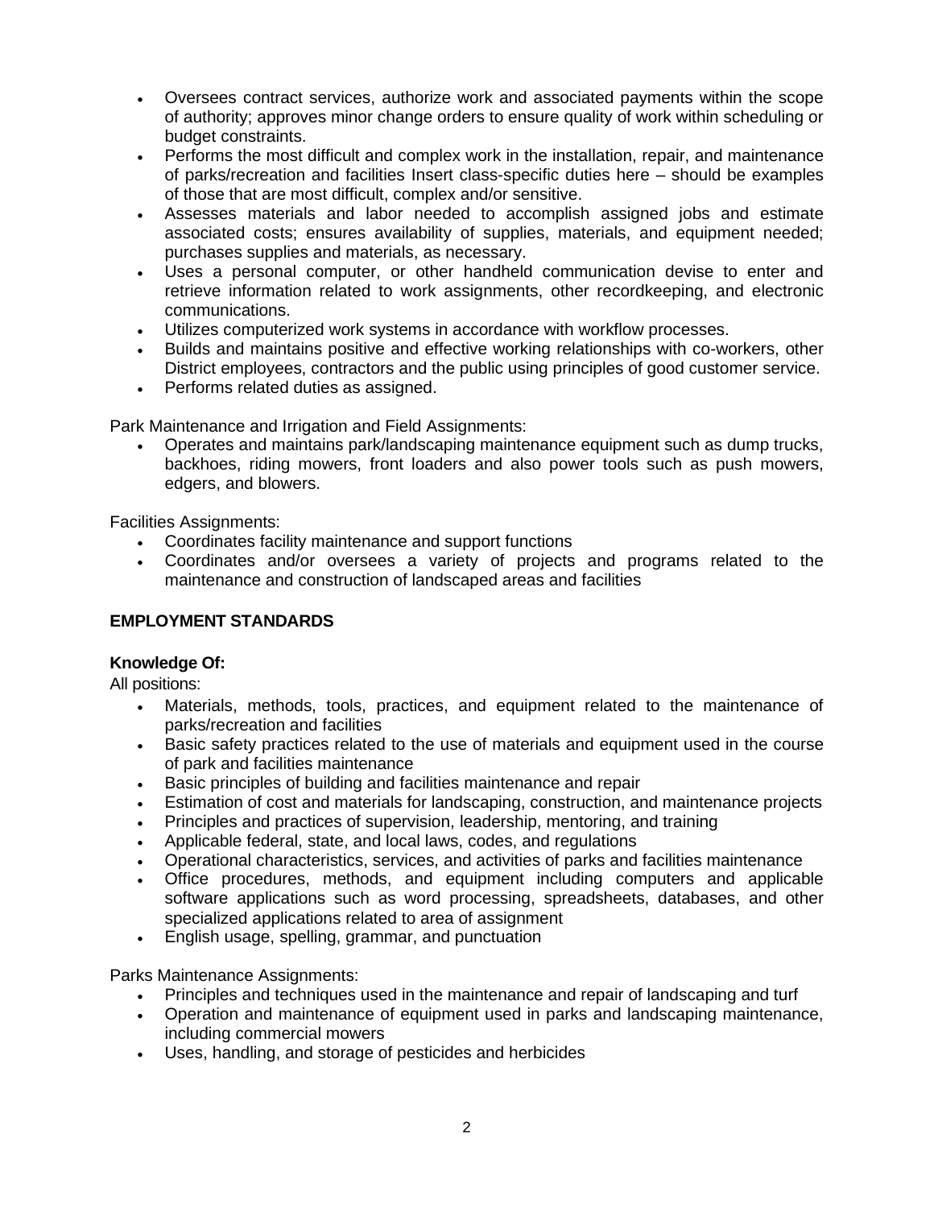- Oversees contract services, authorize work and associated payments within the scope of authority; approves minor change orders to ensure quality of work within scheduling or budget constraints.
- Performs the most difficult and complex work in the installation, repair, and maintenance of parks/recreation and facilities Insert class-specific duties here – should be examples of those that are most difficult, complex and/or sensitive.
- Assesses materials and labor needed to accomplish assigned jobs and estimate associated costs; ensures availability of supplies, materials, and equipment needed; purchases supplies and materials, as necessary.
- Uses a personal computer, or other handheld communication devise to enter and retrieve information related to work assignments, other recordkeeping, and electronic communications.
- Utilizes computerized work systems in accordance with workflow processes.
- Builds and maintains positive and effective working relationships with co-workers, other District employees, contractors and the public using principles of good customer service.
- Performs related duties as assigned.

Park Maintenance and Irrigation and Field Assignments:

- Operates and maintains park/landscaping maintenance equipment such as dump trucks, backhoes, riding mowers, front loaders and also power tools such as push mowers, edgers, and blowers.

Facilities Assignments:

- Coordinates facility maintenance and support functions
- Coordinates and/or oversees a variety of projects and programs related to the maintenance and construction of landscaped areas and facilities

## EMPLOYMENT STANDARDS

### Knowledge Of:

All positions:

- Materials, methods, tools, practices, and equipment related to the maintenance of parks/recreation and facilities
- Basic safety practices related to the use of materials and equipment used in the course of park and facilities maintenance
- Basic principles of building and facilities maintenance and repair
- Estimation of cost and materials for landscaping, construction, and maintenance projects
- Principles and practices of supervision, leadership, mentoring, and training
- Applicable federal, state, and local laws, codes, and regulations
- Operational characteristics, services, and activities of parks and facilities maintenance
- Office procedures, methods, and equipment including computers and applicable software applications such as word processing, spreadsheets, databases, and other specialized applications related to area of assignment
- English usage, spelling, grammar, and punctuation

Parks Maintenance Assignments:

- Principles and techniques used in the maintenance and repair of landscaping and turf
- Operation and maintenance of equipment used in parks and landscaping maintenance, including commercial mowers
- Uses, handling, and storage of pesticides and herbicides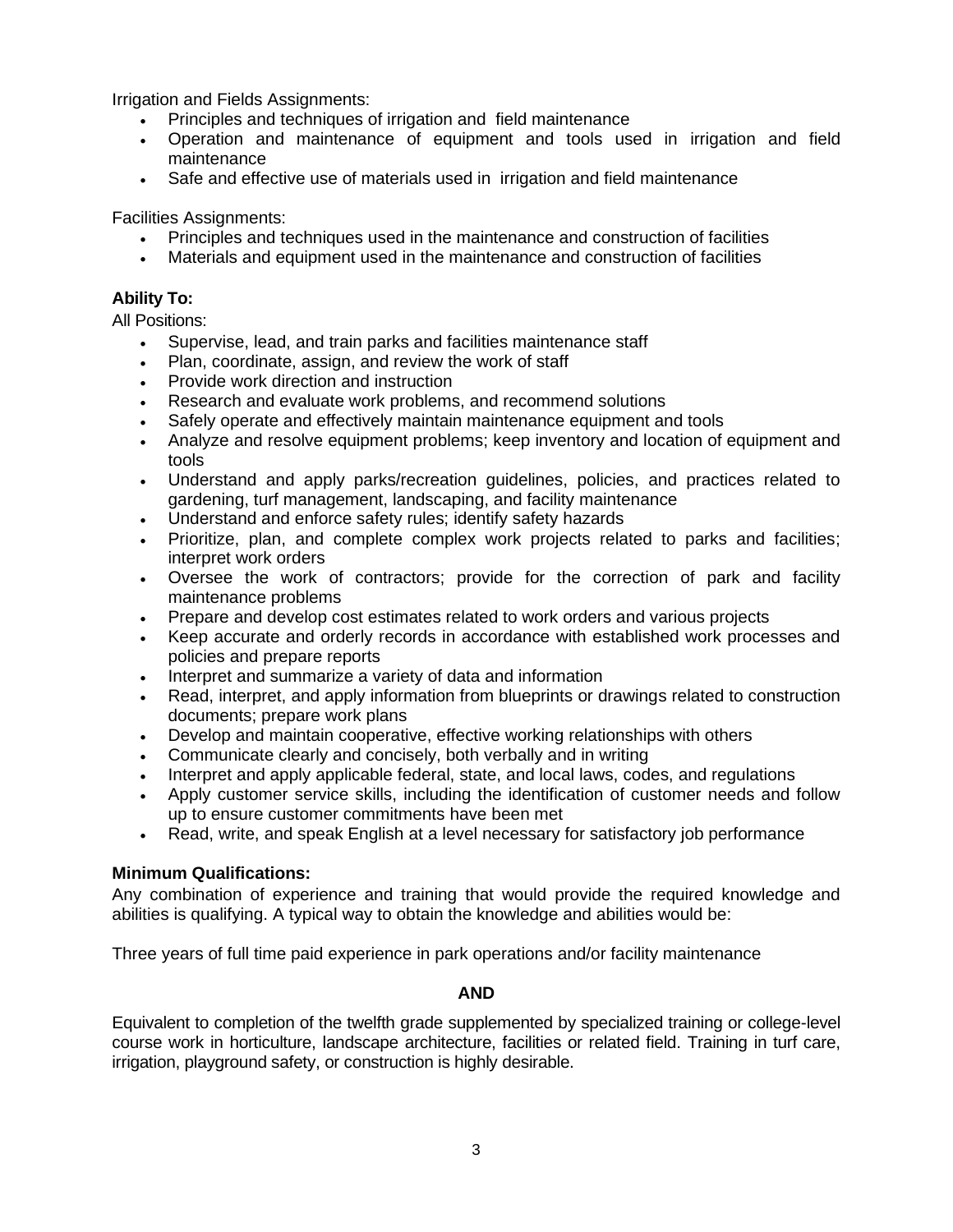Irrigation and Fields Assignments:

- Principles and techniques of irrigation and field maintenance
- Operation and maintenance of equipment and tools used in irrigation and field maintenance
- Safe and effective use of materials used in irrigation and field maintenance

Facilities Assignments:

- Principles and techniques used in the maintenance and construction of facilities
- Materials and equipment used in the maintenance and construction of facilities

**Ability To:**

All Positions:

- Supervise, lead, and train parks and facilities maintenance staff
- Plan, coordinate, assign, and review the work of staff
- Provide work direction and instruction
- Research and evaluate work problems, and recommend solutions
- Safely operate and effectively maintain maintenance equipment and tools
- Analyze and resolve equipment problems; keep inventory and location of equipment and tools
- Understand and apply parks/recreation guidelines, policies, and practices related to gardening, turf management, landscaping, and facility maintenance
- Understand and enforce safety rules; identify safety hazards
- Prioritize, plan, and complete complex work projects related to parks and facilities; interpret work orders
- Oversee the work of contractors; provide for the correction of park and facility maintenance problems
- Prepare and develop cost estimates related to work orders and various projects
- Keep accurate and orderly records in accordance with established work processes and policies and prepare reports
- Interpret and summarize a variety of data and information
- Read, interpret, and apply information from blueprints or drawings related to construction documents; prepare work plans
- Develop and maintain cooperative, effective working relationships with others
- Communicate clearly and concisely, both verbally and in writing
- Interpret and apply applicable federal, state, and local laws, codes, and regulations
- Apply customer service skills, including the identification of customer needs and follow up to ensure customer commitments have been met
- Read, write, and speak English at a level necessary for satisfactory job performance

**Minimum Qualifications:**

Any combination of experience and training that would provide the required knowledge and abilities is qualifying. A typical way to obtain the knowledge and abilities would be:

Three years of full time paid experience in park operations and/or facility maintenance

**AND**

Equivalent to completion of the twelfth grade supplemented by specialized training or college-level course work in horticulture, landscape architecture, facilities or related field. Training in turf care, irrigation, playground safety, or construction is highly desirable.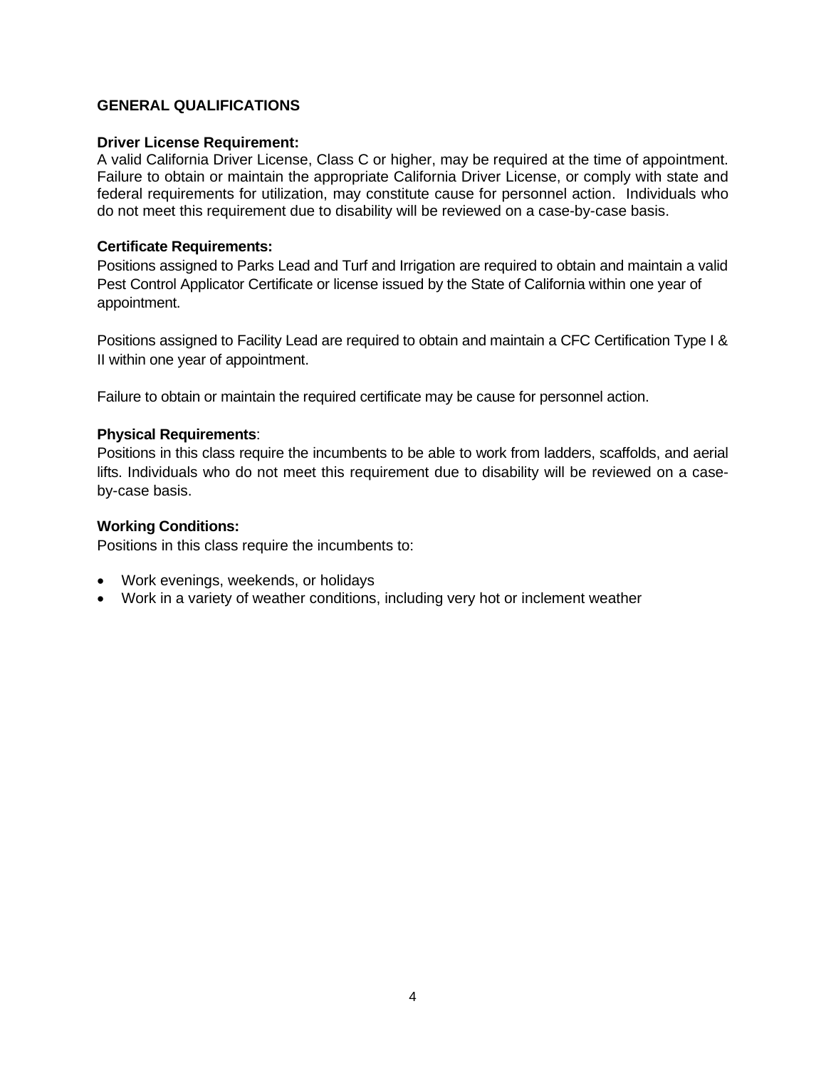## GENERAL QUALIFICATIONS

**Driver License Requirement:**
A valid California Driver License, Class C or higher, may be required at the time of appointment. Failure to obtain or maintain the appropriate California Driver License, or comply with state and federal requirements for utilization, may constitute cause for personnel action. Individuals who do not meet this requirement due to disability will be reviewed on a case-by-case basis.

**Certificate Requirements:**
Positions assigned to Parks Lead and Turf and Irrigation are required to obtain and maintain a valid Pest Control Applicator Certificate or license issued by the State of California within one year of appointment.

Positions assigned to Facility Lead are required to obtain and maintain a CFC Certification Type I & II within one year of appointment.

Failure to obtain or maintain the required certificate may be cause for personnel action.

**Physical Requirements**:
Positions in this class require the incumbents to be able to work from ladders, scaffolds, and aerial lifts. Individuals who do not meet this requirement due to disability will be reviewed on a case-by-case basis.

**Working Conditions:**
Positions in this class require the incumbents to:

- Work evenings, weekends, or holidays
- Work in a variety of weather conditions, including very hot or inclement weather